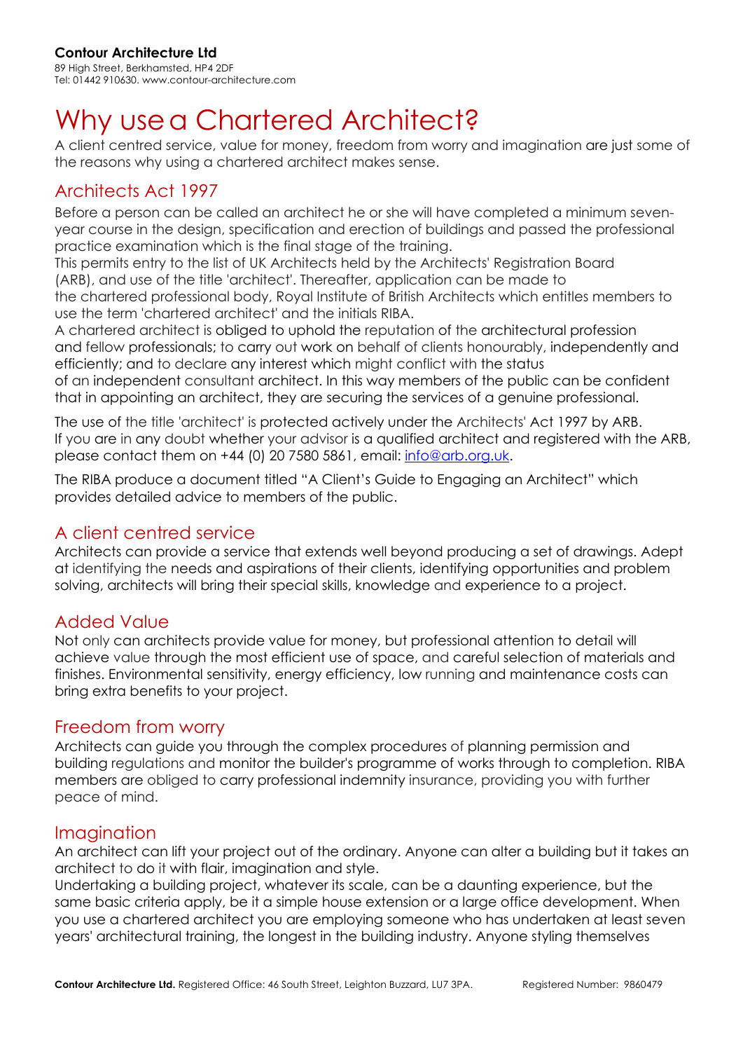**Contour Architecture Ltd**
89 High Street, Berkhamsted, HP4 2DF
Tel: 01442 910630. www.contour-architecture.com

# Why use a Chartered Architect?

A client centred service, value for money, freedom from worry and imagination are just some of the reasons why using a chartered architect makes sense.

## Architects Act 1997

Before a person can be called an architect he or she will have completed a minimum seven-year course in the design, specification and erection of buildings and passed the professional practice examination which is the final stage of the training.
This permits entry to the list of UK Architects held by the Architects' Registration Board (ARB), and use of the title 'architect'. Thereafter, application can be made to the chartered professional body, Royal Institute of British Architects which entitles members to use the term 'chartered architect' and the initials RIBA.
A chartered architect is obliged to uphold the reputation of the architectural profession and fellow professionals; to carry out work on behalf of clients honourably, independently and efficiently; and to declare any interest which might conflict with the status of an independent consultant architect. In this way members of the public can be confident that in appointing an architect, they are securing the services of a genuine professional.

The use of the title 'architect' is protected actively under the Architects' Act 1997 by ARB. If you are in any doubt whether your advisor is a qualified architect and registered with the ARB, please contact them on +44 (0) 20 7580 5861, email: info@arb.org.uk.

The RIBA produce a document titled "A Client's Guide to Engaging an Architect" which provides detailed advice to members of the public.

## A client centred service

Architects can provide a service that extends well beyond producing a set of drawings. Adept at identifying the needs and aspirations of their clients, identifying opportunities and problem solving, architects will bring their special skills, knowledge and experience to a project.

## Added Value

Not only can architects provide value for money, but professional attention to detail will achieve value through the most efficient use of space, and careful selection of materials and finishes. Environmental sensitivity, energy efficiency, low running and maintenance costs can bring extra benefits to your project.

## Freedom from worry

Architects can guide you through the complex procedures of planning permission and building regulations and monitor the builder's programme of works through to completion. RIBA members are obliged to carry professional indemnity insurance, providing you with further peace of mind.

## Imagination

An architect can lift your project out of the ordinary. Anyone can alter a building but it takes an architect to do it with flair, imagination and style.
Undertaking a building project, whatever its scale, can be a daunting experience, but the same basic criteria apply, be it a simple house extension or a large office development. When you use a chartered architect you are employing someone who has undertaken at least seven years' architectural training, the longest in the building industry. Anyone styling themselves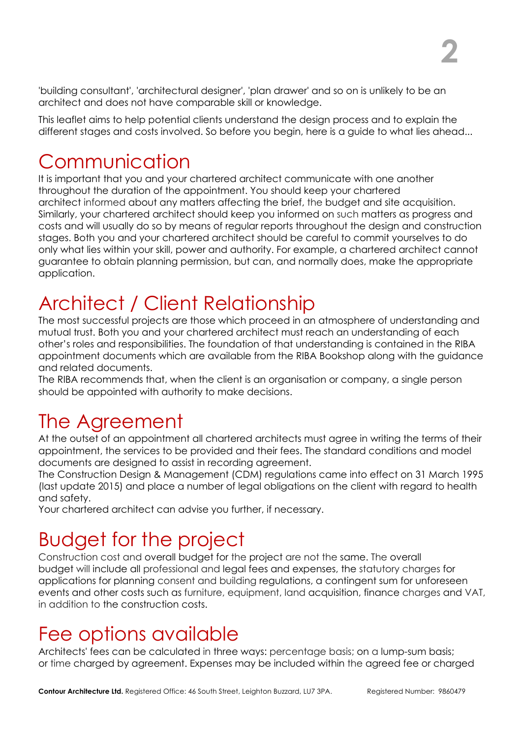'building consultant', 'architectural designer', 'plan drawer' and so on is unlikely to be an architect and does not have comparable skill or knowledge.

This leaflet aims to help potential clients understand the design process and to explain the different stages and costs involved. So before you begin, here is a guide to what lies ahead...

## Communication

It is important that you and your chartered architect communicate with one another throughout the duration of the appointment. You should keep your chartered architect informed about any matters affecting the brief, the budget and site acquisition. Similarly, your chartered architect should keep you informed on such matters as progress and costs and will usually do so by means of regular reports throughout the design and construction stages. Both you and your chartered architect should be careful to commit yourselves to do only what lies within your skill, power and authority. For example, a chartered architect cannot guarantee to obtain planning permission, but can, and normally does, make the appropriate application.

## Architect / Client Relationship

The most successful projects are those which proceed in an atmosphere of understanding and mutual trust. Both you and your chartered architect must reach an understanding of each other's roles and responsibilities. The foundation of that understanding is contained in the RIBA appointment documents which are available from the RIBA Bookshop along with the guidance and related documents.

The RIBA recommends that, when the client is an organisation or company, a single person should be appointed with authority to make decisions.

## The Agreement

At the outset of an appointment all chartered architects must agree in writing the terms of their appointment, the services to be provided and their fees. The standard conditions and model documents are designed to assist in recording agreement.

The Construction Design & Management (CDM) regulations came into effect on 31 March 1995 (last update 2015) and place a number of legal obligations on the client with regard to health and safety.

Your chartered architect can advise you further, if necessary.

## Budget for the project

Construction cost and overall budget for the project are not the same. The overall budget will include all professional and legal fees and expenses, the statutory charges for applications for planning consent and building regulations, a contingent sum for unforeseen events and other costs such as furniture, equipment, land acquisition, finance charges and VAT, in addition to the construction costs.

## Fee options available

Architects' fees can be calculated in three ways: percentage basis; on a lump-sum basis; or time charged by agreement. Expenses may be included within the agreed fee or charged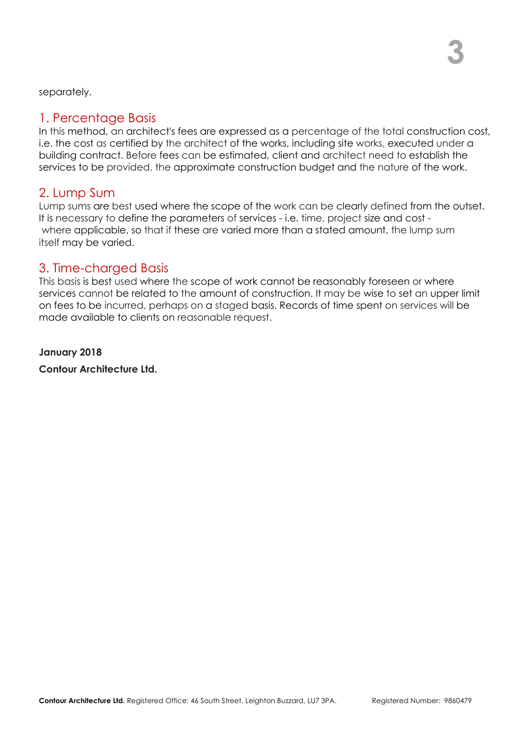separately.

## 1. Percentage Basis

In this method, an architect's fees are expressed as a percentage of the total construction cost, i.e. the cost as certified by the architect of the works, including site works, executed under a building contract. Before fees can be estimated, client and architect need to establish the services to be provided, the approximate construction budget and the nature of the work.

## 2. Lump Sum

Lump sums are best used where the scope of the work can be clearly defined from the outset. It is necessary to define the parameters of services - i.e. time, project size and cost - where applicable, so that if these are varied more than a stated amount, the lump sum itself may be varied.

## 3. Time-charged Basis

This basis is best used where the scope of work cannot be reasonably foreseen or where services cannot be related to the amount of construction. It may be wise to set an upper limit on fees to be incurred, perhaps on a staged basis. Records of time spent on services will be made available to clients on reasonable request.

**January 2018**

**Contour Architecture Ltd.**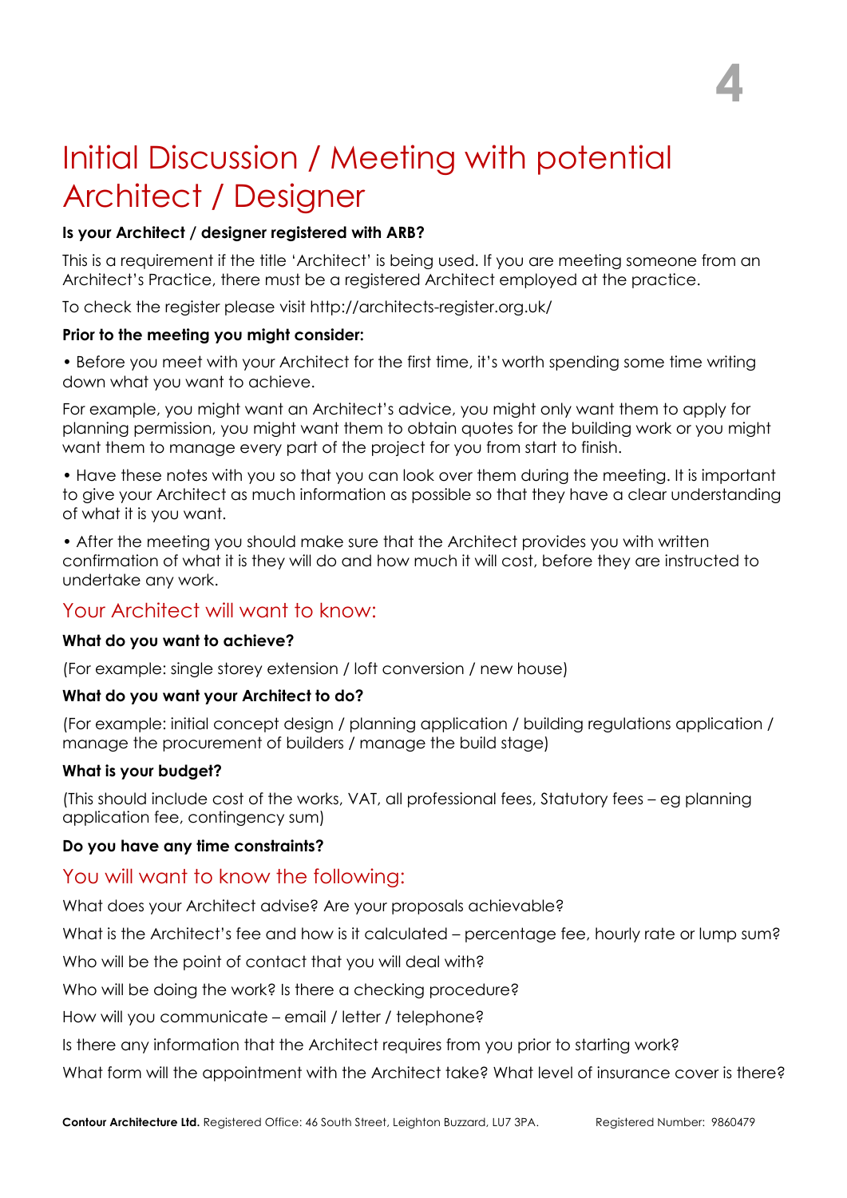# Initial Discussion / Meeting with potential Architect / Designer

**Is your Architect / designer registered with ARB?**

This is a requirement if the title 'Architect' is being used. If you are meeting someone from an Architect's Practice, there must be a registered Architect employed at the practice.

To check the register please visit http://architects-register.org.uk/

**Prior to the meeting you might consider:**

• Before you meet with your Architect for the first time, it's worth spending some time writing down what you want to achieve.

For example, you might want an Architect's advice, you might only want them to apply for planning permission, you might want them to obtain quotes for the building work or you might want them to manage every part of the project for you from start to finish.

• Have these notes with you so that you can look over them during the meeting. It is important to give your Architect as much information as possible so that they have a clear understanding of what it is you want.

• After the meeting you should make sure that the Architect provides you with written confirmation of what it is they will do and how much it will cost, before they are instructed to undertake any work.

## Your Architect will want to know:

**What do you want to achieve?**

(For example: single storey extension / loft conversion / new house)

**What do you want your Architect to do?**

(For example: initial concept design / planning application / building regulations application / manage the procurement of builders / manage the build stage)

**What is your budget?**

(This should include cost of the works, VAT, all professional fees, Statutory fees – eg planning application fee, contingency sum)

**Do you have any time constraints?**

## You will want to know the following:

What does your Architect advise? Are your proposals achievable?

What is the Architect's fee and how is it calculated – percentage fee, hourly rate or lump sum?

Who will be the point of contact that you will deal with?

Who will be doing the work? Is there a checking procedure?

How will you communicate – email / letter / telephone?

Is there any information that the Architect requires from you prior to starting work?

What form will the appointment with the Architect take? What level of insurance cover is there?

**Contour Architecture Ltd.** Registered Office: 46 South Street, Leighton Buzzard, LU7 3PA. Registered Number: 9860479